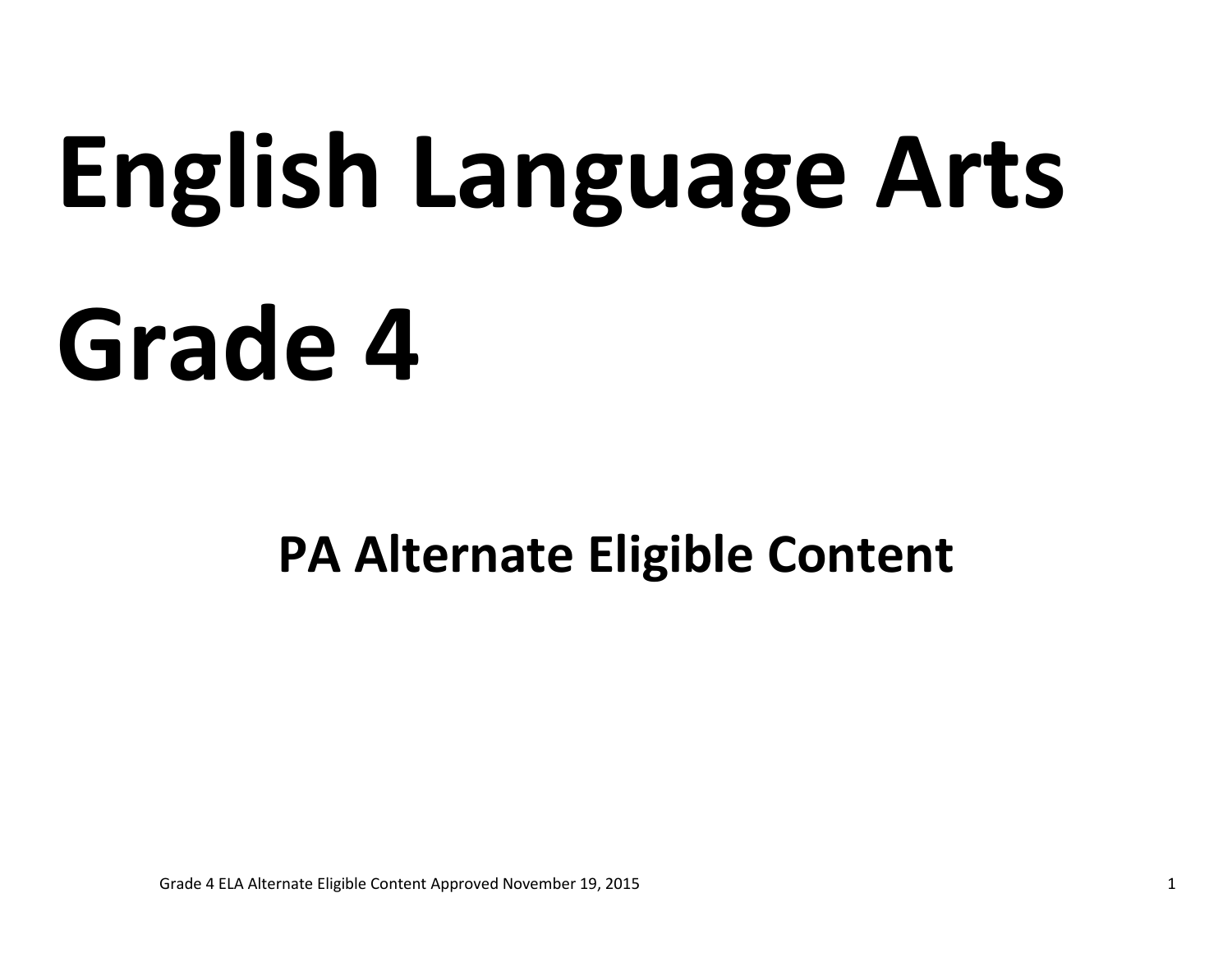# English Language Arts

# Grade 4

## PA Alternate Eligible Content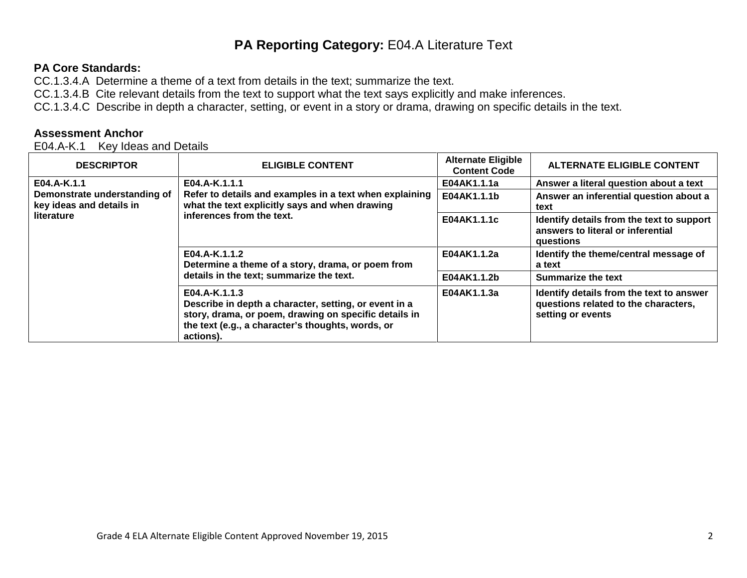# **PA Reporting Category:** E04.A Literature Text

**PA Core Standards:**

CC.1.3.4.A Determine a theme of a text from details in the text; summarize the text.
CC.1.3.4.B Cite relevant details from the text to support what the text says explicitly and make inferences.
CC.1.3.4.C Describe in depth a character, setting, or event in a story or drama, drawing on specific details in the text.

**Assessment Anchor**

E04.A-K.1 Key Ideas and Details

| DESCRIPTOR | ELIGIBLE CONTENT | Alternate Eligible Content Code | ALTERNATE ELIGIBLE CONTENT |
|---|---|---|---|
| **E04.A-K.1.1** **Demonstrate understanding of key ideas and details in literature** | **E04.A-K.1.1.1** **Refer to details and examples in a text when explaining what the text explicitly says and when drawing inferences from the text.** | **E04AK1.1.1a** | **Answer a literal question about a text** |
| | | **E04AK1.1.1b** | **Answer an inferential question about a text** |
| | | **E04AK1.1.1c** | **Identify details from the text to support answers to literal or inferential questions** |
| | **E04.A-K.1.1.2** **Determine a theme of a story, drama, or poem from details in the text; summarize the text.** | **E04AK1.1.2a** | **Identify the theme/central message of a text** |
| | | **E04AK1.1.2b** | **Summarize the text** |
| | **E04.A-K.1.1.3** **Describe in depth a character, setting, or event in a story, drama, or poem, drawing on specific details in the text (e.g., a character's thoughts, words, or actions).** | **E04AK1.1.3a** | **Identify details from the text to answer questions related to the characters, setting or events** |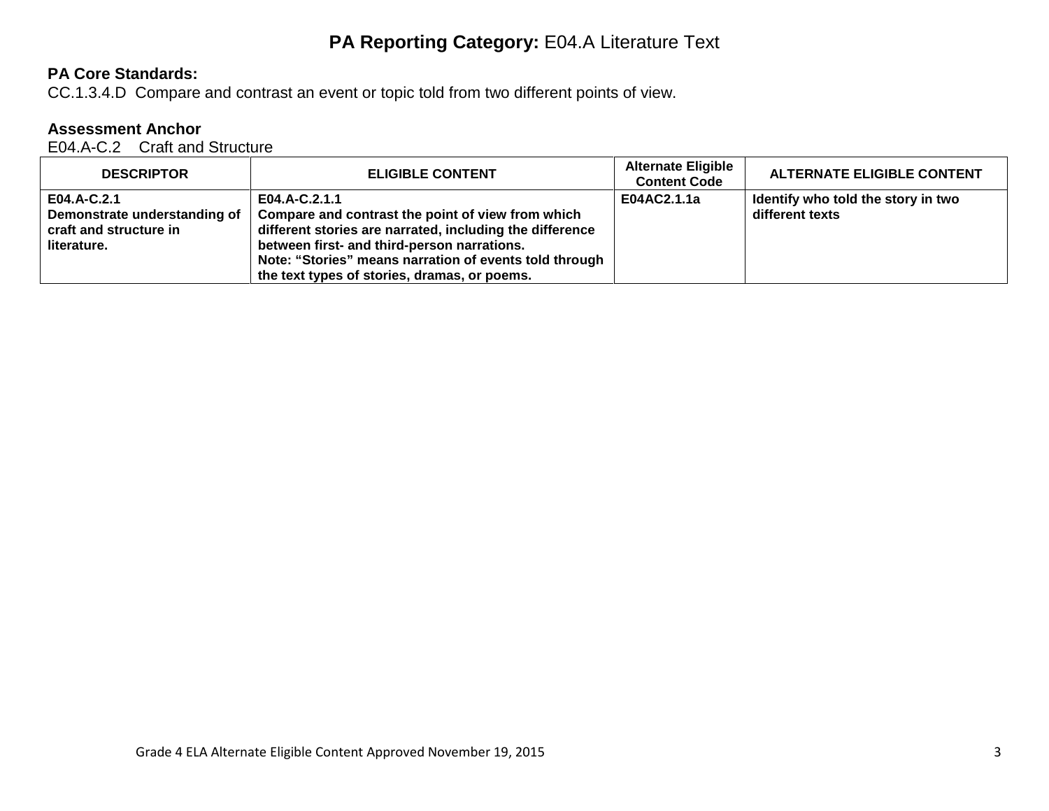# **PA Reporting Category:** E04.A Literature Text

**PA Core Standards:**
CC.1.3.4.D Compare and contrast an event or topic told from two different points of view.

**Assessment Anchor**
E04.A-C.2 Craft and Structure

| DESCRIPTOR | ELIGIBLE CONTENT | Alternate Eligible Content Code | ALTERNATE ELIGIBLE CONTENT |
|---|---|---|---|
| **E04.A-C.2.1** **Demonstrate understanding of craft and structure in literature.** | **E04.A-C.2.1.1** **Compare and contrast the point of view from which different stories are narrated, including the difference between first- and third-person narrations.** **Note: “Stories” means narration of events told through the text types of stories, dramas, or poems.** | **E04AC2.1.1a** | **Identify who told the story in two different texts** |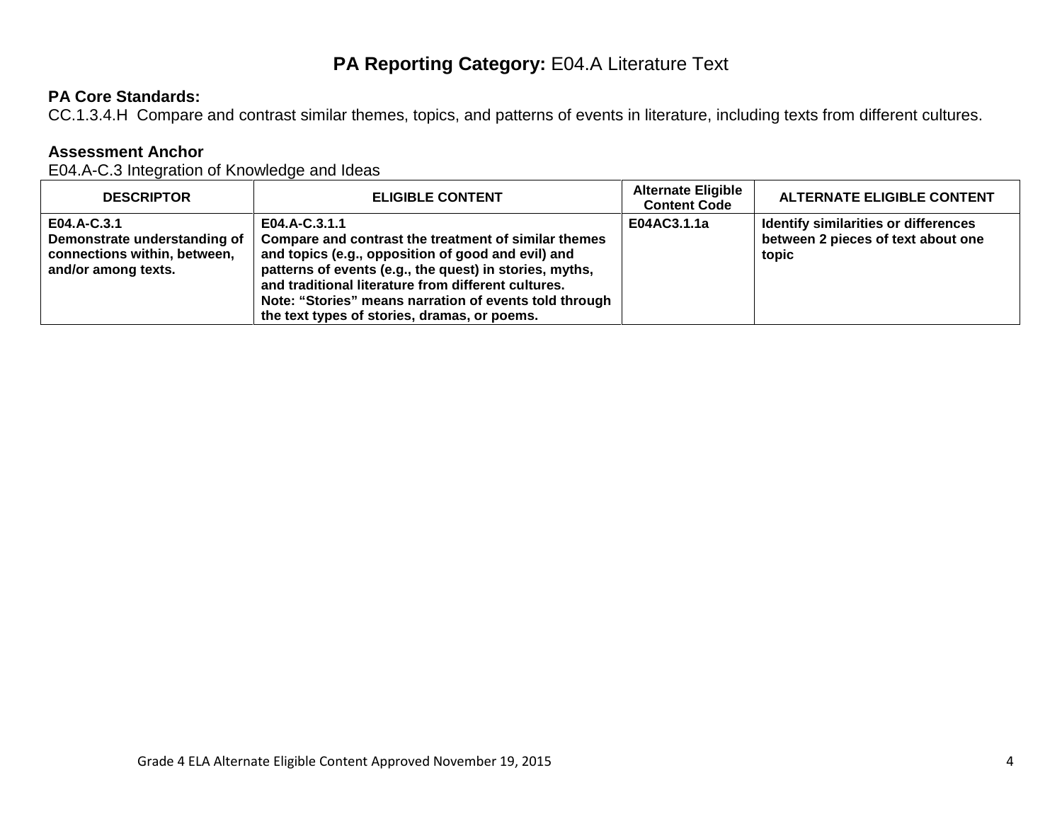## **PA Reporting Category:** E04.A Literature Text

**PA Core Standards:**
CC.1.3.4.H Compare and contrast similar themes, topics, and patterns of events in literature, including texts from different cultures.

**Assessment Anchor**
E04.A-C.3 Integration of Knowledge and Ideas

| DESCRIPTOR | ELIGIBLE CONTENT | Alternate Eligible Content Code | ALTERNATE ELIGIBLE CONTENT |
|---|---|---|---|
| **E04.A-C.3.1 Demonstrate understanding of connections within, between, and/or among texts.** | **E04.A-C.3.1.1 Compare and contrast the treatment of similar themes and topics (e.g., opposition of good and evil) and patterns of events (e.g., the quest) in stories, myths, and traditional literature from different cultures. Note: "Stories" means narration of events told through the text types of stories, dramas, or poems.** | **E04AC3.1.1a** | **Identify similarities or differences between 2 pieces of text about one topic** |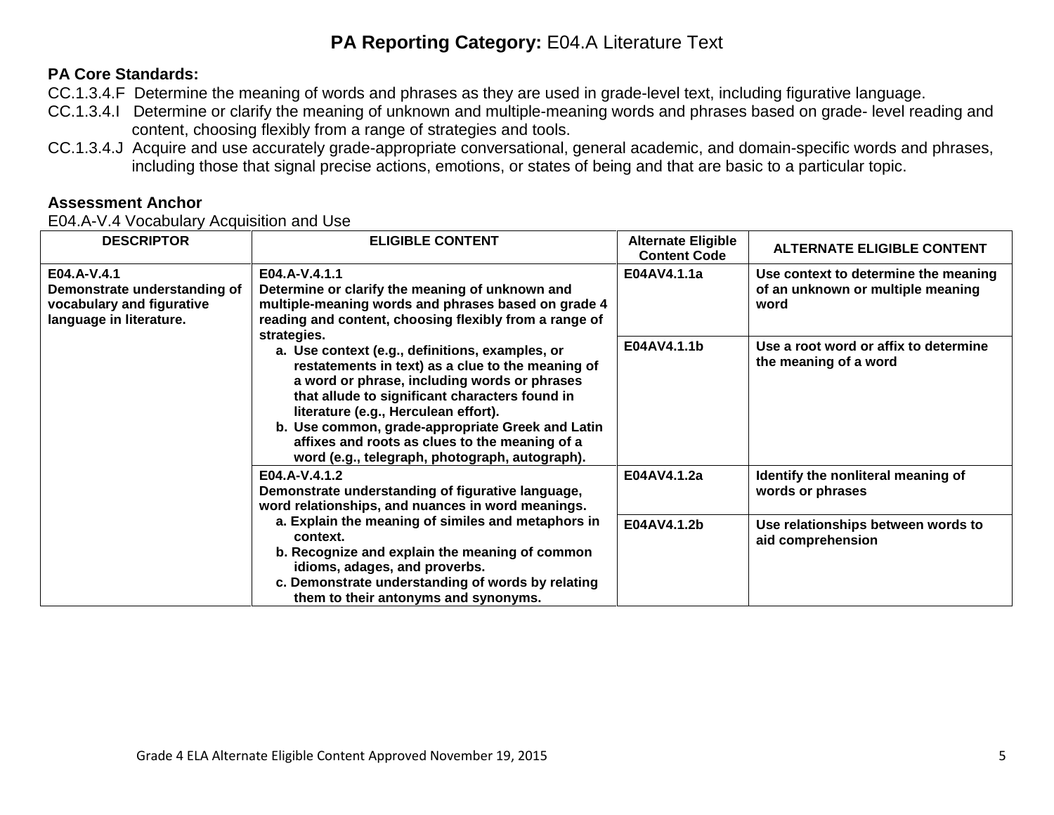# **PA Reporting Category:** E04.A Literature Text

**PA Core Standards:**

CC.1.3.4.F Determine the meaning of words and phrases as they are used in grade-level text, including figurative language.

CC.1.3.4.I Determine or clarify the meaning of unknown and multiple-meaning words and phrases based on grade- level reading and content, choosing flexibly from a range of strategies and tools.

CC.1.3.4.J Acquire and use accurately grade-appropriate conversational, general academic, and domain-specific words and phrases, including those that signal precise actions, emotions, or states of being and that are basic to a particular topic.

**Assessment Anchor**

E04.A-V.4 Vocabulary Acquisition and Use

| DESCRIPTOR | ELIGIBLE CONTENT | Alternate Eligible Content Code | ALTERNATE ELIGIBLE CONTENT |
|---|---|---|---|
| **E04.A-V.4.1 Demonstrate understanding of vocabulary and figurative language in literature.** | **E04.A-V.4.1.1 Determine or clarify the meaning of unknown and multiple-meaning words and phrases based on grade 4 reading and content, choosing flexibly from a range of strategies.**<br>**a. Use context (e.g., definitions, examples, or restatements in text) as a clue to the meaning of a word or phrase, including words or phrases that allude to significant characters found in literature (e.g., Herculean effort).**<br>**b. Use common, grade-appropriate Greek and Latin affixes and roots as clues to the meaning of a word (e.g., telegraph, photograph, autograph).** | **E04AV4.1.1a** | **Use context to determine the meaning of an unknown or multiple meaning word** |
| | | **E04AV4.1.1b** | **Use a root word or affix to determine the meaning of a word** |
| | **E04.A-V.4.1.2 Demonstrate understanding of figurative language, word relationships, and nuances in word meanings.**<br>**a. Explain the meaning of similes and metaphors in context.**<br>**b. Recognize and explain the meaning of common idioms, adages, and proverbs.**<br>**c. Demonstrate understanding of words by relating them to their antonyms and synonyms.** | **E04AV4.1.2a** | **Identify the nonliteral meaning of words or phrases** |
| | | **E04AV4.1.2b** | **Use relationships between words to aid comprehension** |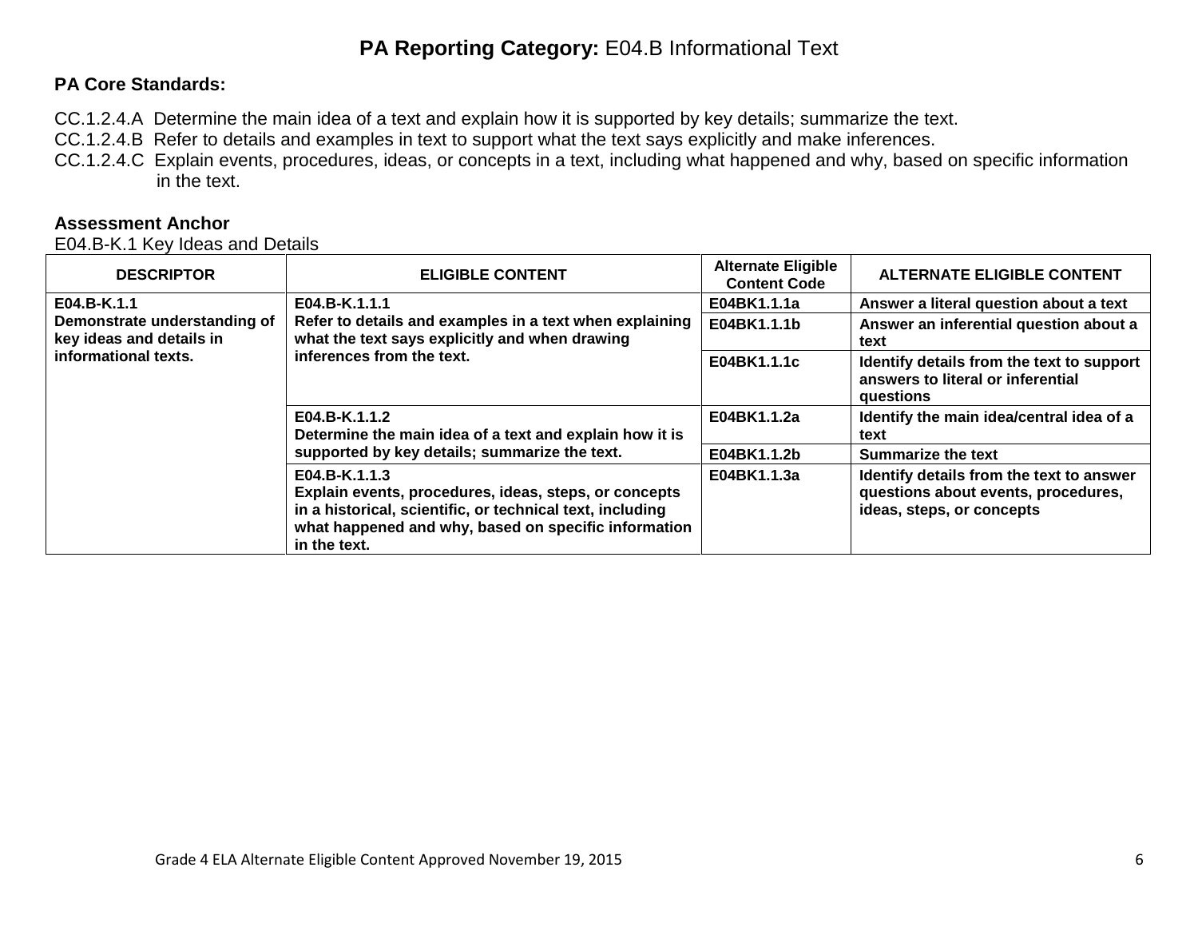## **PA Reporting Category:** E04.B Informational Text

**PA Core Standards:**

CC.1.2.4.A Determine the main idea of a text and explain how it is supported by key details; summarize the text.
CC.1.2.4.B Refer to details and examples in text to support what the text says explicitly and make inferences.
CC.1.2.4.C Explain events, procedures, ideas, or concepts in a text, including what happened and why, based on specific information in the text.

**Assessment Anchor**
E04.B-K.1 Key Ideas and Details

| DESCRIPTOR | ELIGIBLE CONTENT | Alternate Eligible Content Code | ALTERNATE ELIGIBLE CONTENT |
|---|---|---|---|
| **E04.B-K.1.1** **Demonstrate understanding of key ideas and details in informational texts.** | **E04.B-K.1.1.1** **Refer to details and examples in a text when explaining what the text says explicitly and when drawing inferences from the text.** | **E04BK1.1.1a** | **Answer a literal question about a text** |
| | | **E04BK1.1.1b** | **Answer an inferential question about a text** |
| | | **E04BK1.1.1c** | **Identify details from the text to support answers to literal or inferential questions** |
| | **E04.B-K.1.1.2** **Determine the main idea of a text and explain how it is supported by key details; summarize the text.** | **E04BK1.1.2a** | **Identify the main idea/central idea of a text** |
| | | **E04BK1.1.2b** | **Summarize the text** |
| | **E04.B-K.1.1.3** **Explain events, procedures, ideas, steps, or concepts in a historical, scientific, or technical text, including what happened and why, based on specific information in the text.** | **E04BK1.1.3a** | **Identify details from the text to answer questions about events, procedures, ideas, steps, or concepts** |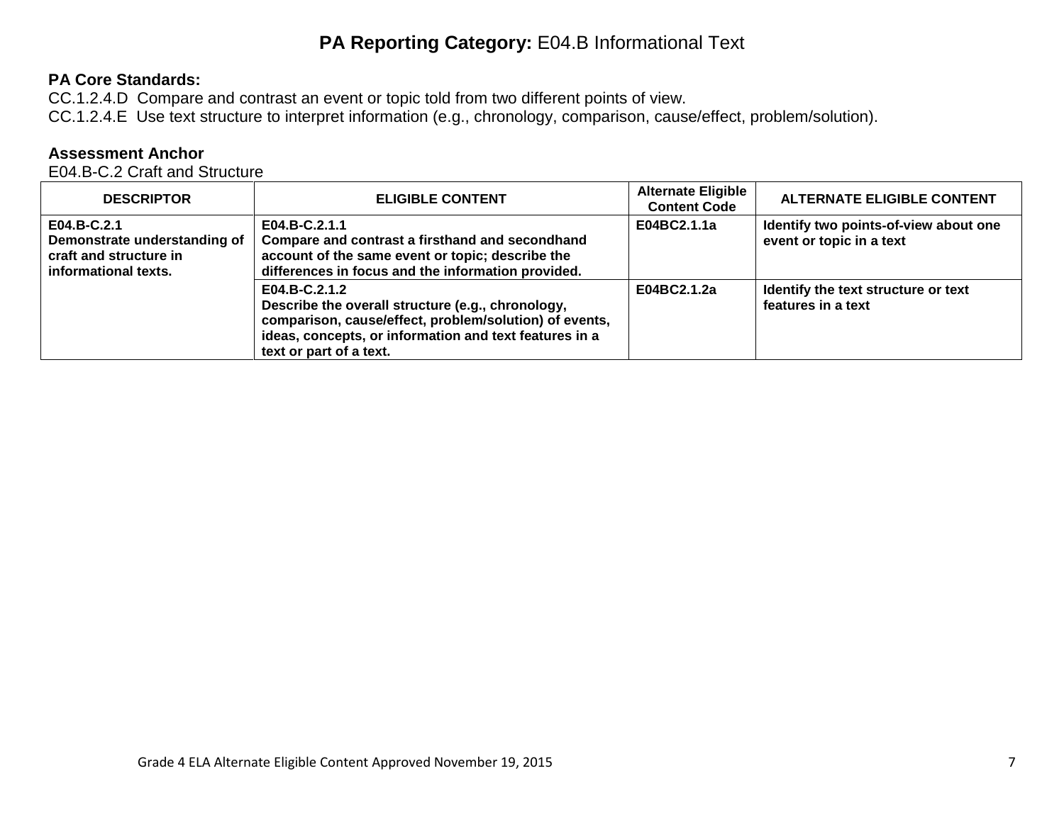# **PA Reporting Category:** E04.B Informational Text

**PA Core Standards:**
CC.1.2.4.D Compare and contrast an event or topic told from two different points of view.
CC.1.2.4.E Use text structure to interpret information (e.g., chronology, comparison, cause/effect, problem/solution).

**Assessment Anchor**
E04.B-C.2 Craft and Structure

| DESCRIPTOR | ELIGIBLE CONTENT | Alternate Eligible Content Code | ALTERNATE ELIGIBLE CONTENT |
|---|---|---|---|
| **E04.B-C.2.1** **Demonstrate understanding of craft and structure in informational texts.** | **E04.B-C.2.1.1** **Compare and contrast a firsthand and secondhand account of the same event or topic; describe the differences in focus and the information provided.** | **E04BC2.1.1a** | **Identify two points-of-view about one event or topic in a text** |
| | **E04.B-C.2.1.2** **Describe the overall structure (e.g., chronology, comparison, cause/effect, problem/solution) of events, ideas, concepts, or information and text features in a text or part of a text.** | **E04BC2.1.2a** | **Identify the text structure or text features in a text** |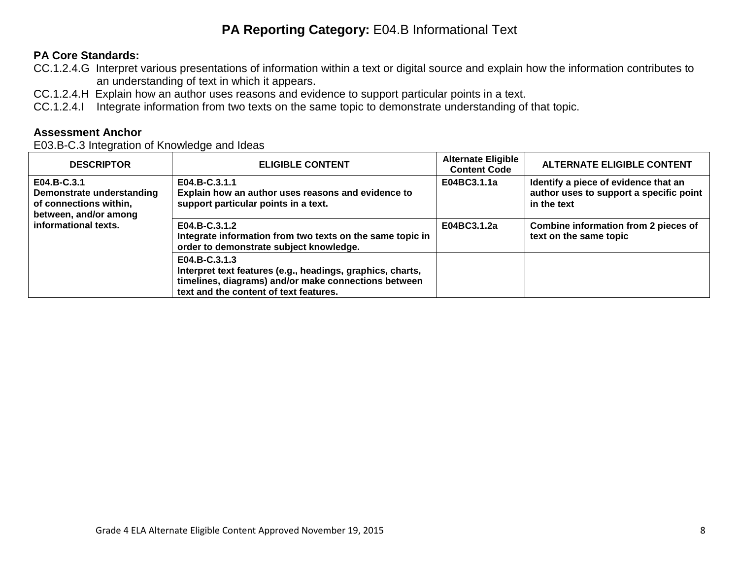# **PA Reporting Category:** E04.B Informational Text

**PA Core Standards:**

CC.1.2.4.G Interpret various presentations of information within a text or digital source and explain how the information contributes to an understanding of text in which it appears.

CC.1.2.4.H Explain how an author uses reasons and evidence to support particular points in a text.

CC.1.2.4.I Integrate information from two texts on the same topic to demonstrate understanding of that topic.

**Assessment Anchor**

E03.B-C.3 Integration of Knowledge and Ideas

| DESCRIPTOR | ELIGIBLE CONTENT | Alternate Eligible Content Code | ALTERNATE ELIGIBLE CONTENT |
|---|---|---|---|
| **E04.B-C.3.1 Demonstrate understanding of connections within, between, and/or among informational texts.** | **E04.B-C.3.1.1 Explain how an author uses reasons and evidence to support particular points in a text.** | **E04BC3.1.1a** | **Identify a piece of evidence that an author uses to support a specific point in the text** |
| | **E04.B-C.3.1.2 Integrate information from two texts on the same topic in order to demonstrate subject knowledge.** | **E04BC3.1.2a** | **Combine information from 2 pieces of text on the same topic** |
| | **E04.B-C.3.1.3 Interpret text features (e.g., headings, graphics, charts, timelines, diagrams) and/or make connections between text and the content of text features.** | | |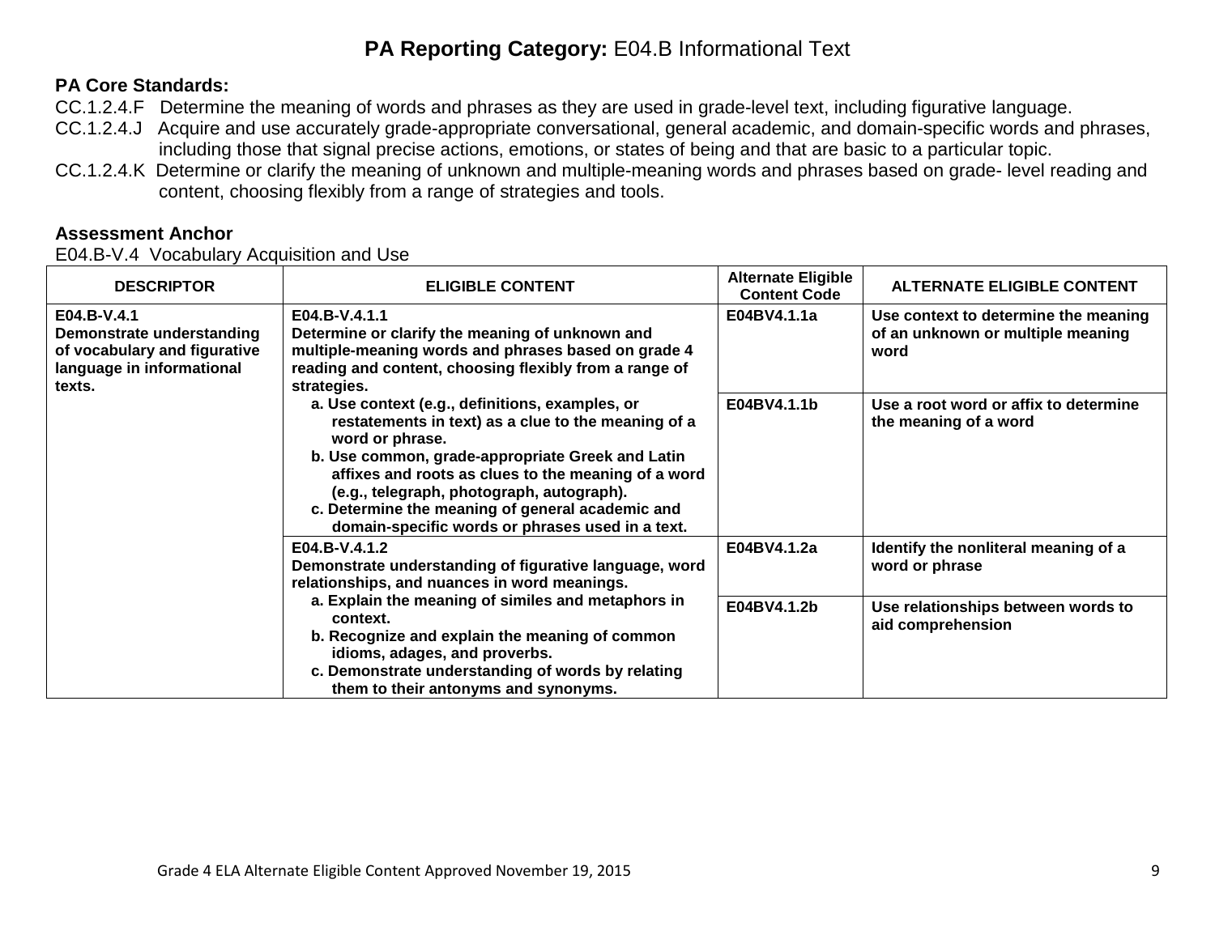# PA Reporting Category: E04.B Informational Text

**PA Core Standards:**

CC.1.2.4.F Determine the meaning of words and phrases as they are used in grade-level text, including figurative language.

CC.1.2.4.J Acquire and use accurately grade-appropriate conversational, general academic, and domain-specific words and phrases, including those that signal precise actions, emotions, or states of being and that are basic to a particular topic.

CC.1.2.4.K Determine or clarify the meaning of unknown and multiple-meaning words and phrases based on grade- level reading and content, choosing flexibly from a range of strategies and tools.

**Assessment Anchor**

E04.B-V.4 Vocabulary Acquisition and Use

| DESCRIPTOR | ELIGIBLE CONTENT | Alternate Eligible Content Code | ALTERNATE ELIGIBLE CONTENT |
|---|---|---|---|
| **E04.B-V.4.1 Demonstrate understanding of vocabulary and figurative language in informational texts.** | **E04.B-V.4.1.1 Determine or clarify the meaning of unknown and multiple-meaning words and phrases based on grade 4 reading and content, choosing flexibly from a range of strategies.**<br>**a. Use context (e.g., definitions, examples, or restatements in text) as a clue to the meaning of a word or phrase.**<br>**b. Use common, grade-appropriate Greek and Latin affixes and roots as clues to the meaning of a word (e.g., telegraph, photograph, autograph).**<br>**c. Determine the meaning of general academic and domain-specific words or phrases used in a text.** | **E04BV4.1.1a** | **Use context to determine the meaning of an unknown or multiple meaning word** |
| | | **E04BV4.1.1b** | **Use a root word or affix to determine the meaning of a word** |
| | **E04.B-V.4.1.2 Demonstrate understanding of figurative language, word relationships, and nuances in word meanings.**<br>**a. Explain the meaning of similes and metaphors in context.**<br>**b. Recognize and explain the meaning of common idioms, adages, and proverbs.**<br>**c. Demonstrate understanding of words by relating them to their antonyms and synonyms.** | **E04BV4.1.2a** | **Identify the nonliteral meaning of a word or phrase** |
| | | **E04BV4.1.2b** | **Use relationships between words to aid comprehension** |

Grade 4 ELA Alternate Eligible Content Approved November 19, 2015